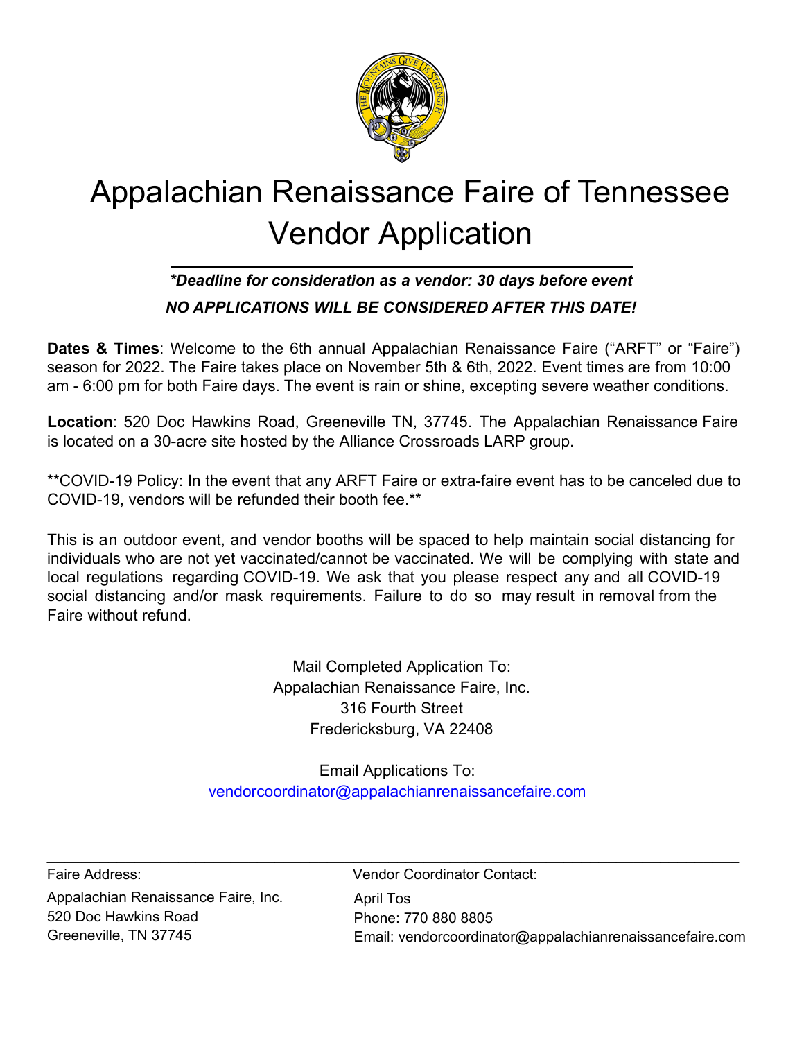# Appalachian Renaissance Faire of Tennessee Vendor Application

***Deadline for consideration as a vendor: 30 days before event***

***NO APPLICATIONS WILL BE CONSIDERED AFTER THIS DATE!***

**Dates & Times**: Welcome to the 6th annual Appalachian Renaissance Faire ("ARFT" or "Faire") season for 2022. The Faire takes place on November 5th & 6th, 2022. Event times are from 10:00 am - 6:00 pm for both Faire days. The event is rain or shine, excepting severe weather conditions.

**Location**: 520 Doc Hawkins Road, Greeneville TN, 37745. The Appalachian Renaissance Faire is located on a 30-acre site hosted by the Alliance Crossroads LARP group.

**COVID-19 Policy: In the event that any ARFT Faire or extra-faire event has to be canceled due to COVID-19, vendors will be refunded their booth fee.**

This is an outdoor event, and vendor booths will be spaced to help maintain social distancing for individuals who are not yet vaccinated/cannot be vaccinated. We will be complying with state and local regulations regarding COVID-19. We ask that you please respect any and all COVID-19 social distancing and/or mask requirements. Failure to do so may result in removal from the Faire without refund.

Mail Completed Application To:
Appalachian Renaissance Faire, Inc.
316 Fourth Street
Fredericksburg, VA 22408

Email Applications To:
vendorcoordinator@appalachianrenaissancefaire.com

---

Faire Address:

Appalachian Renaissance Faire, Inc.
520 Doc Hawkins Road
Greeneville, TN 37745

Vendor Coordinator Contact:

April Tos
Phone: 770 880 8805
Email: vendorcoordinator@appalachianrenaissancefaire.com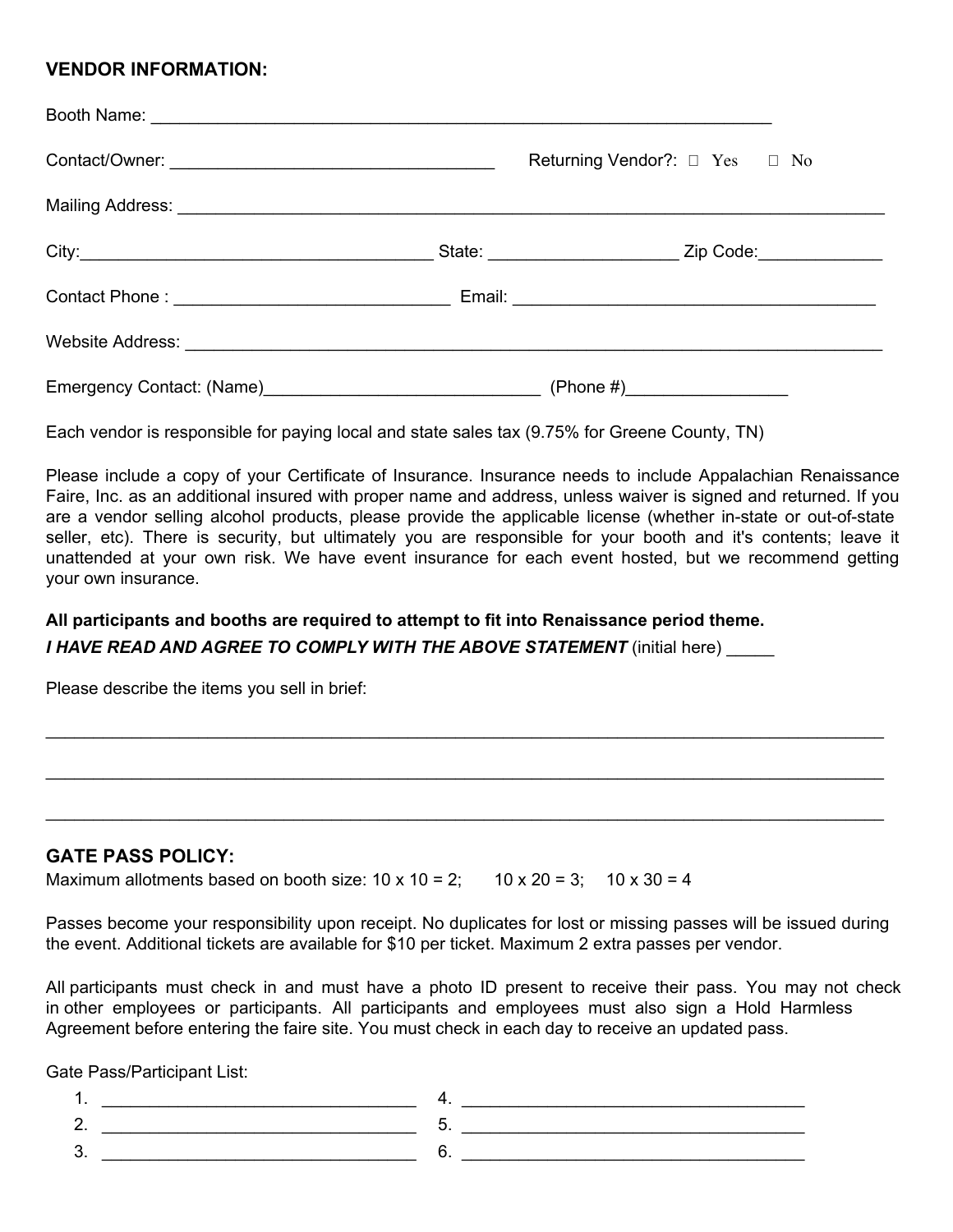## VENDOR INFORMATION:

Booth Name: ____________________________________________________________________

Contact/Owner: __________________________________ Returning Vendor?: ☐ Yes ☐ No

Mailing Address: ___________________________________________________________________________

City:_____________________________________ State: ____________________ Zip Code:_____________

Contact Phone : _____________________________ Email: ______________________________________

Website Address: ___________________________________________________________________________

Emergency Contact: (Name)_____________________________ (Phone #)_________________

Each vendor is responsible for paying local and state sales tax (9.75% for Greene County, TN)

Please include a copy of your Certificate of Insurance. Insurance needs to include Appalachian Renaissance Faire, Inc. as an additional insured with proper name and address, unless waiver is signed and returned. If you are a vendor selling alcohol products, please provide the applicable license (whether in-state or out-of-state seller, etc). There is security, but ultimately you are responsible for your booth and it's contents; leave it unattended at your own risk. We have event insurance for each event hosted, but we recommend getting your own insurance.

**All participants and booths are required to attempt to fit into Renaissance period theme.**

***I HAVE READ AND AGREE TO COMPLY WITH THE ABOVE STATEMENT*** (initial here) _____

Please describe the items you sell in brief:

_____________________________________________________________________________________________

_____________________________________________________________________________________________

_____________________________________________________________________________________________

## GATE PASS POLICY:

Maximum allotments based on booth size: 10 x 10 = 2; 10 x 20 = 3; 10 x 30 = 4

Passes become your responsibility upon receipt. No duplicates for lost or missing passes will be issued during the event. Additional tickets are available for $10 per ticket. Maximum 2 extra passes per vendor.

All participants must check in and must have a photo ID present to receive their pass. You may not check in other employees or participants. All participants and employees must also sign a Hold Harmless Agreement before entering the faire site. You must check in each day to receive an updated pass.

Gate Pass/Participant List:

1. _________________________________
2. _________________________________
3. _________________________________
4. _____________________________________
5. _____________________________________
6. _____________________________________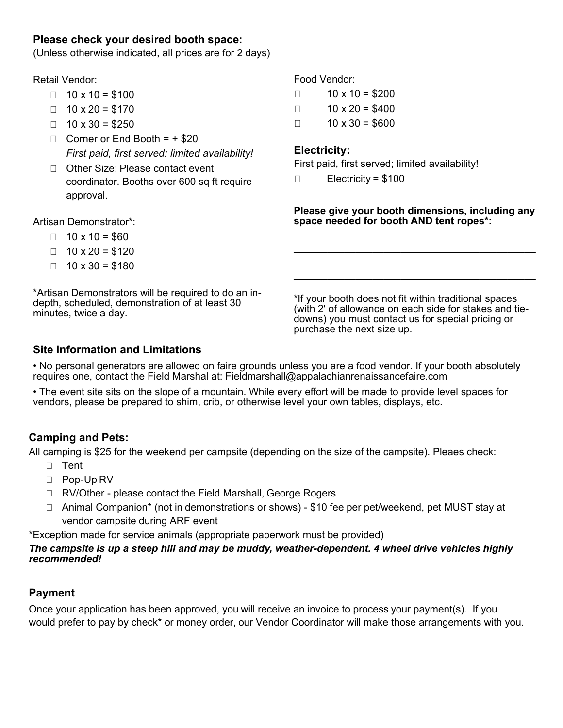**Please check your desired booth space:**
(Unless otherwise indicated, all prices are for 2 days)

Retail Vendor:

- ☐ 10 x 10 = $100
- ☐ 10 x 20 = $170
- ☐ 10 x 30 = $250
- ☐ Corner or End Booth = + $20
  *First paid, first served: limited availability!*
- ☐ Other Size: Please contact event coordinator. Booths over 600 sq ft require approval.

Artisan Demonstrator*:

- ☐ 10 x 10 = $60
- ☐ 10 x 20 = $120
- ☐ 10 x 30 = $180

*Artisan Demonstrators will be required to do an in-depth, scheduled, demonstration of at least 30 minutes, twice a day.

Food Vendor:

- ☐ 10 x 10 = $200
- ☐ 10 x 20 = $400
- ☐ 10 x 30 = $600

### Electricity:

First paid, first served; limited availability!

- ☐ Electricity = $100

**Please give your booth dimensions, including any space needed for booth AND tent ropes*:**

___________________________________________

___________________________________________

*If your booth does not fit within traditional spaces (with 2' of allowance on each side for stakes and tie-downs) you must contact us for special pricing or purchase the next size up.

### Site Information and Limitations

- No personal generators are allowed on faire grounds unless you are a food vendor. If your booth absolutely requires one, contact the Field Marshal at: Fieldmarshall@appalachianrenaissancefaire.com
- The event site sits on the slope of a mountain. While every effort will be made to provide level spaces for vendors, please be prepared to shim, crib, or otherwise level your own tables, displays, etc.

### Camping and Pets:

All camping is $25 for the weekend per campsite (depending on the size of the campsite). Pleaes check:

- ☐ Tent
- ☐ Pop-Up RV
- ☐ RV/Other - please contact the Field Marshall, George Rogers
- ☐ Animal Companion* (not in demonstrations or shows) - $10 fee per pet/weekend, pet MUST stay at vendor campsite during ARF event

*Exception made for service animals (appropriate paperwork must be provided)

***The campsite is up a steep hill and may be muddy, weather-dependent. 4 wheel drive vehicles highly recommended!***

### Payment

Once your application has been approved, you will receive an invoice to process your payment(s). If you would prefer to pay by check* or money order, our Vendor Coordinator will make those arrangements with you.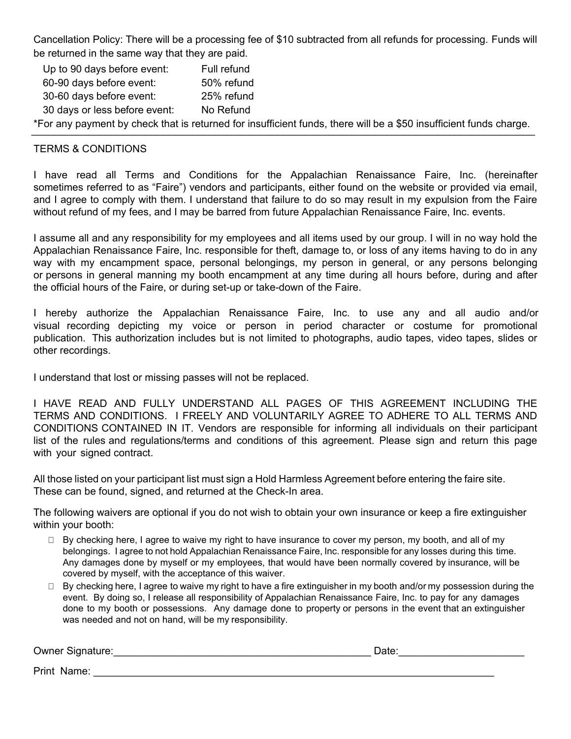Cancellation Policy: There will be a processing fee of $10 subtracted from all refunds for processing. Funds will be returned in the same way that they are paid.

| | |
|---|---|
| Up to 90 days before event: | Full refund |
| 60-90 days before event: | 50% refund |
| 30-60 days before event: | 25% refund |
| 30 days or less before event: | No Refund |

*For any payment by check that is returned for insufficient funds, there will be a $50 insufficient funds charge.

---

TERMS & CONDITIONS

I have read all Terms and Conditions for the Appalachian Renaissance Faire, Inc. (hereinafter sometimes referred to as "Faire") vendors and participants, either found on the website or provided via email, and I agree to comply with them. I understand that failure to do so may result in my expulsion from the Faire without refund of my fees, and I may be barred from future Appalachian Renaissance Faire, Inc. events.

I assume all and any responsibility for my employees and all items used by our group. I will in no way hold the Appalachian Renaissance Faire, Inc. responsible for theft, damage to, or loss of any items having to do in any way with my encampment space, personal belongings, my person in general, or any persons belonging or persons in general manning my booth encampment at any time during all hours before, during and after the official hours of the Faire, or during set-up or take-down of the Faire.

I hereby authorize the Appalachian Renaissance Faire, Inc. to use any and all audio and/or visual recording depicting my voice or person in period character or costume for promotional publication. This authorization includes but is not limited to photographs, audio tapes, video tapes, slides or other recordings.

I understand that lost or missing passes will not be replaced.

I HAVE READ AND FULLY UNDERSTAND ALL PAGES OF THIS AGREEMENT INCLUDING THE TERMS AND CONDITIONS. I FREELY AND VOLUNTARILY AGREE TO ADHERE TO ALL TERMS AND CONDITIONS CONTAINED IN IT. Vendors are responsible for informing all individuals on their participant list of the rules and regulations/terms and conditions of this agreement. Please sign and return this page with your signed contract.

All those listed on your participant list must sign a Hold Harmless Agreement before entering the faire site. These can be found, signed, and returned at the Check-In area.

The following waivers are optional if you do not wish to obtain your own insurance or keep a fire extinguisher within your booth:

- ☐ By checking here, I agree to waive my right to have insurance to cover my person, my booth, and all of my belongings. I agree to not hold Appalachian Renaissance Faire, Inc. responsible for any losses during this time. Any damages done by myself or my employees, that would have been normally covered by insurance, will be covered by myself, with the acceptance of this waiver.
- ☐ By checking here, I agree to waive my right to have a fire extinguisher in my booth and/or my possession during the event. By doing so, I release all responsibility of Appalachian Renaissance Faire, Inc. to pay for any damages done to my booth or possessions. Any damage done to property or persons in the event that an extinguisher was needed and not on hand, will be my responsibility.

Owner Signature:_______________________________________________ Date:______________________

Print Name: ___________________________________________________________________________